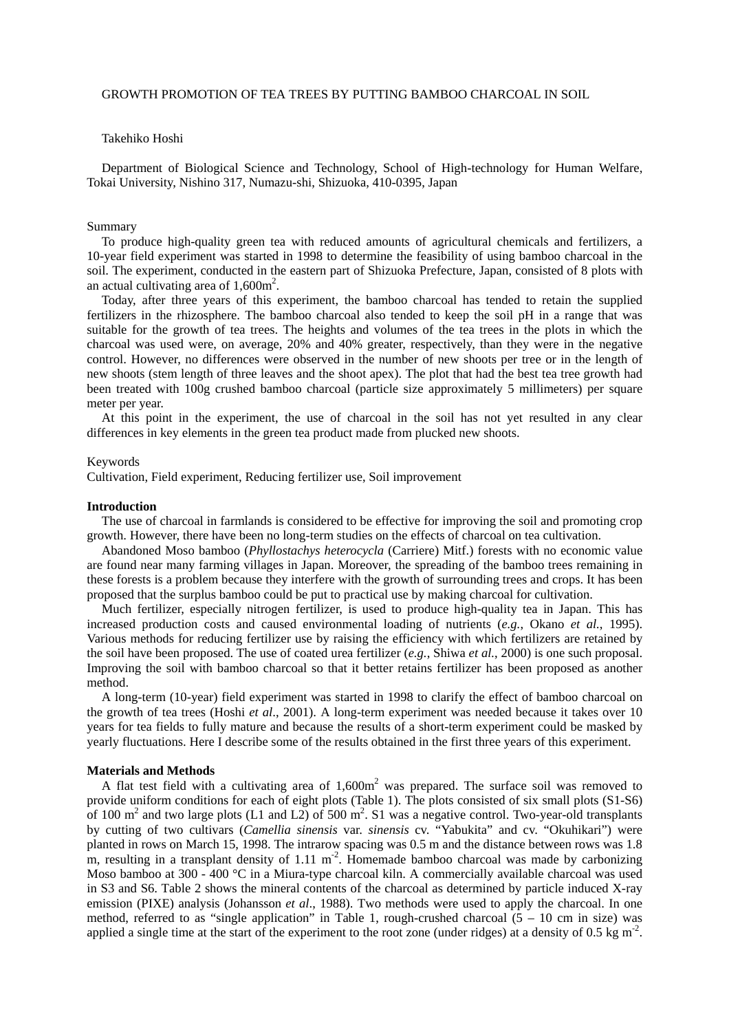# GROWTH PROMOTION OF TEA TREES BY PUTTING BAMBOO CHARCOAL IN SOIL

Takehiko Hoshi

Department of Biological Science and Technology, School of High-technology for Human Welfare, Tokai University, Nishino 317, Numazu-shi, Shizuoka, 410-0395, Japan

## Summary

To produce high-quality green tea with reduced amounts of agricultural chemicals and fertilizers, a 10-year field experiment was started in 1998 to determine the feasibility of using bamboo charcoal in the soil. The experiment, conducted in the eastern part of Shizuoka Prefecture, Japan, consisted of 8 plots with an actual cultivating area of 1,600m$^2$.

Today, after three years of this experiment, the bamboo charcoal has tended to retain the supplied fertilizers in the rhizosphere. The bamboo charcoal also tended to keep the soil pH in a range that was suitable for the growth of tea trees. The heights and volumes of the tea trees in the plots in which the charcoal was used were, on average, 20% and 40% greater, respectively, than they were in the negative control. However, no differences were observed in the number of new shoots per tree or in the length of new shoots (stem length of three leaves and the shoot apex). The plot that had the best tea tree growth had been treated with 100g crushed bamboo charcoal (particle size approximately 5 millimeters) per square meter per year.

At this point in the experiment, the use of charcoal in the soil has not yet resulted in any clear differences in key elements in the green tea product made from plucked new shoots.

## Keywords

Cultivation, Field experiment, Reducing fertilizer use, Soil improvement

## Introduction

The use of charcoal in farmlands is considered to be effective for improving the soil and promoting crop growth. However, there have been no long-term studies on the effects of charcoal on tea cultivation.

Abandoned Moso bamboo (*Phyllostachys heterocycla* (Carriere) Mitf.) forests with no economic value are found near many farming villages in Japan. Moreover, the spreading of the bamboo trees remaining in these forests is a problem because they interfere with the growth of surrounding trees and crops. It has been proposed that the surplus bamboo could be put to practical use by making charcoal for cultivation.

Much fertilizer, especially nitrogen fertilizer, is used to produce high-quality tea in Japan. This has increased production costs and caused environmental loading of nutrients (*e.g.*, Okano *et al.*, 1995). Various methods for reducing fertilizer use by raising the efficiency with which fertilizers are retained by the soil have been proposed. The use of coated urea fertilizer (*e.g.*, Shiwa *et al.*, 2000) is one such proposal. Improving the soil with bamboo charcoal so that it better retains fertilizer has been proposed as another method.

A long-term (10-year) field experiment was started in 1998 to clarify the effect of bamboo charcoal on the growth of tea trees (Hoshi *et al*., 2001). A long-term experiment was needed because it takes over 10 years for tea fields to fully mature and because the results of a short-term experiment could be masked by yearly fluctuations. Here I describe some of the results obtained in the first three years of this experiment.

## Materials and Methods

A flat test field with a cultivating area of 1,600m$^2$ was prepared. The surface soil was removed to provide uniform conditions for each of eight plots (Table 1). The plots consisted of six small plots (S1-S6) of 100 m$^2$ and two large plots (L1 and L2) of 500 m$^2$. S1 was a negative control. Two-year-old transplants by cutting of two cultivars (*Camellia sinensis* var. *sinensis* cv. "Yabukita" and cv. "Okuhikari") were planted in rows on March 15, 1998. The intrarow spacing was 0.5 m and the distance between rows was 1.8 m, resulting in a transplant density of 1.11 m$^{-2}$. Homemade bamboo charcoal was made by carbonizing Moso bamboo at 300 - 400 °C in a Miura-type charcoal kiln. A commercially available charcoal was used in S3 and S6. Table 2 shows the mineral contents of the charcoal as determined by particle induced X-ray emission (PIXE) analysis (Johansson *et al*., 1988). Two methods were used to apply the charcoal. In one method, referred to as "single application" in Table 1, rough-crushed charcoal (5 – 10 cm in size) was applied a single time at the start of the experiment to the root zone (under ridges) at a density of 0.5 kg m$^{-2}$.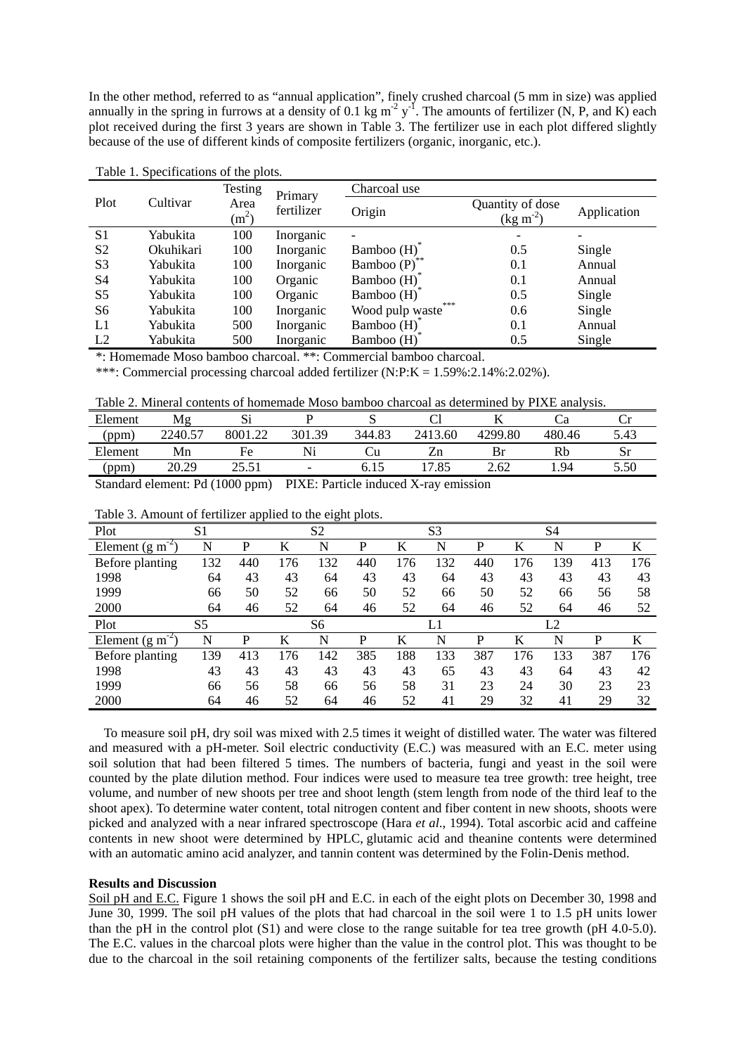In the other method, referred to as "annual application", finely crushed charcoal (5 mm in size) was applied annually in the spring in furrows at a density of 0.1 kg $m^{-2}$ $y^{-1}$. The amounts of fertilizer (N, P, and K) each plot received during the first 3 years are shown in Table 3. The fertilizer use in each plot differed slightly because of the use of different kinds of composite fertilizers (organic, inorganic, etc.).

Table 1. Specifications of the plots.

| Plot | Cultivar | Testing Area ($m^2$) | Primary fertilizer | Charcoal use | | |
|---|---|---|---|---|---|---|
| | | | | Origin | Quantity of dose (kg $m^{-2}$) | Application |
| S1 | Yabukita | 100 | Inorganic | - | - | - |
| S2 | Okuhikari | 100 | Inorganic | Bamboo (H)* | 0.5 | Single |
| S3 | Yabukita | 100 | Inorganic | Bamboo (P)** | 0.1 | Annual |
| S4 | Yabukita | 100 | Organic | Bamboo (H)* | 0.1 | Annual |
| S5 | Yabukita | 100 | Organic | Bamboo (H)* | 0.5 | Single |
| S6 | Yabukita | 100 | Inorganic | Wood pulp waste*** | 0.6 | Single |
| L1 | Yabukita | 500 | Inorganic | Bamboo (H)* | 0.1 | Annual |
| L2 | Yabukita | 500 | Inorganic | Bamboo (H)* | 0.5 | Single |

*: Homemade Moso bamboo charcoal. **: Commercial bamboo charcoal.

***: Commercial processing charcoal added fertilizer (N:P:K = 1.59%:2.14%:2.02%).

Table 2. Mineral contents of homemade Moso bamboo charcoal as determined by PIXE analysis.

| Element | Mg | Si | P | S | Cl | K | Ca | Cr |
|---|---|---|---|---|---|---|---|---|
| (ppm) | 2240.57 | 8001.22 | 301.39 | 344.83 | 2413.60 | 4299.80 | 480.46 | 5.43 |
| Element | Mn | Fe | Ni | Cu | Zn | Br | Rb | Sr |
| (ppm) | 20.29 | 25.51 | - | 6.15 | 17.85 | 2.62 | 1.94 | 5.50 |

Standard element: Pd (1000 ppm) PIXE: Particle induced X-ray emission

Table 3. Amount of fertilizer applied to the eight plots.

| Plot | S1 | | | S2 | | | S3 | | | S4 | | |
|---|---|---|---|---|---|---|---|---|---|---|---|---|
| Element (g $m^{-2}$) | N | P | K | N | P | K | N | P | K | N | P | K |
| Before planting | 132 | 440 | 176 | 132 | 440 | 176 | 132 | 440 | 176 | 139 | 413 | 176 |
| 1998 | 64 | 43 | 43 | 64 | 43 | 43 | 64 | 43 | 43 | 43 | 43 | 43 |
| 1999 | 66 | 50 | 52 | 66 | 50 | 52 | 66 | 50 | 52 | 66 | 56 | 58 |
| 2000 | 64 | 46 | 52 | 64 | 46 | 52 | 64 | 46 | 52 | 64 | 46 | 52 |
| Plot | S5 | | | S6 | | | L1 | | | L2 | | |
| Element (g $m^{-2}$) | N | P | K | N | P | K | N | P | K | N | P | K |
| Before planting | 139 | 413 | 176 | 142 | 385 | 188 | 133 | 387 | 176 | 133 | 387 | 176 |
| 1998 | 43 | 43 | 43 | 43 | 43 | 43 | 65 | 43 | 43 | 64 | 43 | 42 |
| 1999 | 66 | 56 | 58 | 66 | 56 | 58 | 31 | 23 | 24 | 30 | 23 | 23 |
| 2000 | 64 | 46 | 52 | 64 | 46 | 52 | 41 | 29 | 32 | 41 | 29 | 32 |

To measure soil pH, dry soil was mixed with 2.5 times it weight of distilled water. The water was filtered and measured with a pH-meter. Soil electric conductivity (E.C.) was measured with an E.C. meter using soil solution that had been filtered 5 times. The numbers of bacteria, fungi and yeast in the soil were counted by the plate dilution method. Four indices were used to measure tea tree growth: tree height, tree volume, and number of new shoots per tree and shoot length (stem length from node of the third leaf to the shoot apex). To determine water content, total nitrogen content and fiber content in new shoots, shoots were picked and analyzed with a near infrared spectroscope (Hara *et al.*, 1994). Total ascorbic acid and caffeine contents in new shoot were determined by HPLC, glutamic acid and theanine contents were determined with an automatic amino acid analyzer, and tannin content was determined by the Folin-Denis method.

**Results and Discussion**

Soil pH and E.C. Figure 1 shows the soil pH and E.C. in each of the eight plots on December 30, 1998 and June 30, 1999. The soil pH values of the plots that had charcoal in the soil were 1 to 1.5 pH units lower than the pH in the control plot (S1) and were close to the range suitable for tea tree growth (pH 4.0-5.0). The E.C. values in the charcoal plots were higher than the value in the control plot. This was thought to be due to the charcoal in the soil retaining components of the fertilizer salts, because the testing conditions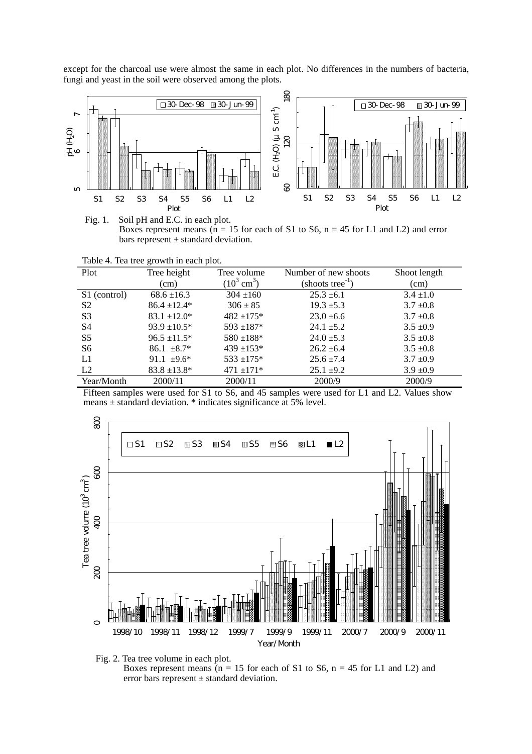except for the charcoal use were almost the same in each plot. No differences in the numbers of bacteria, fungi and yeast in the soil were observed among the plots.

Fig. 1. Soil pH and E.C. in each plot.
Boxes represent means (n = 15 for each of S1 to S6, n = 45 for L1 and L2) and error bars represent ± standard deviation.

Table 4. Tea tree growth in each plot.

| Plot | Tree height (cm) | Tree volume ($10^3$ cm$^3$) | Number of new shoots (shoots tree$^{-1}$) | Shoot length (cm) |
|---|---|---|---|---|
| S1 (control) | 68.6 ±16.3 | 304 ±160 | 25.3 ±6.1 | 3.4 ±1.0 |
| S2 | 86.4 ±12.4* | 306 ± 85 | 19.3 ±5.3 | 3.7 ±0.8 |
| S3 | 83.1 ±12.0* | 482 ±175* | 23.0 ±6.6 | 3.7 ±0.8 |
| S4 | 93.9 ±10.5* | 593 ±187* | 24.1 ±5.2 | 3.5 ±0.9 |
| S5 | 96.5 ±11.5* | 580 ±188* | 24.0 ±5.3 | 3.5 ±0.8 |
| S6 | 86.1 ±8.7* | 439 ±153* | 26.2 ±6.4 | 3.5 ±0.8 |
| L1 | 91.1 ±9.6* | 533 ±175* | 25.6 ±7.4 | 3.7 ±0.9 |
| L2 | 83.8 ±13.8* | 471 ±171* | 25.1 ±9.2 | 3.9 ±0.9 |
| Year/Month | 2000/11 | 2000/11 | 2000/9 | 2000/9 |

Fifteen samples were used for S1 to S6, and 45 samples were used for L1 and L2. Values show means ± standard deviation. * indicates significance at 5% level.

Fig. 2. Tea tree volume in each plot.
Boxes represent means (n = 15 for each of S1 to S6, n = 45 for L1 and L2) and error bars represent ± standard deviation.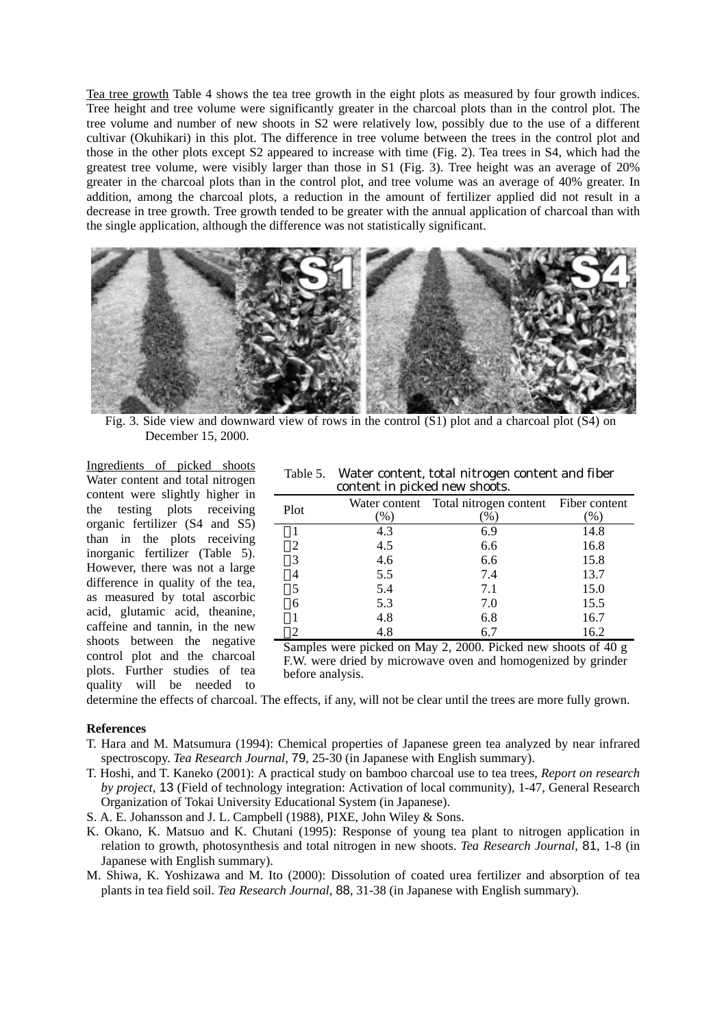Tea tree growth Table 4 shows the tea tree growth in the eight plots as measured by four growth indices. Tree height and tree volume were significantly greater in the charcoal plots than in the control plot. The tree volume and number of new shoots in S2 were relatively low, possibly due to the use of a different cultivar (Okuhikari) in this plot. The difference in tree volume between the trees in the control plot and those in the other plots except S2 appeared to increase with time (Fig. 2). Tea trees in S4, which had the greatest tree volume, were visibly larger than those in S1 (Fig. 3). Tree height was an average of 20% greater in the charcoal plots than in the control plot, and tree volume was an average of 40% greater. In addition, among the charcoal plots, a reduction in the amount of fertilizer applied did not result in a decrease in tree growth. Tree growth tended to be greater with the annual application of charcoal than with the single application, although the difference was not statistically significant.

S1

S4

Fig. 3. Side view and downward view of rows in the control (S1) plot and a charcoal plot (S4) on December 15, 2000.

Ingredients of picked shoots Water content and total nitrogen content were slightly higher in the testing plots receiving organic fertilizer (S4 and S5) than in the plots receiving inorganic fertilizer (Table 5). However, there was not a large difference in quality of the tea, as measured by total ascorbic acid, glutamic acid, theanine, caffeine and tannin, in the new shoots between the negative control plot and the charcoal plots. Further studies of tea quality will be needed to determine the effects of charcoal. The effects, if any, will not be clear until the trees are more fully grown.

Table 5. Water content, total nitrogen content and fiber content in picked new shoots.

| Plot | Water content (%) | Total nitrogen content (%) | Fiber content (%) |
|---|---|---|---|
| S1 | 4.3 | 6.9 | 14.8 |
| S2 | 4.5 | 6.6 | 16.8 |
| S3 | 4.6 | 6.6 | 15.8 |
| S4 | 5.5 | 7.4 | 13.7 |
| S5 | 5.4 | 7.1 | 15.0 |
| S6 | 5.3 | 7.0 | 15.5 |
| T1 | 4.8 | 6.8 | 16.7 |
| T2 | 4.8 | 6.7 | 16.2 |

Samples were picked on May 2, 2000. Picked new shoots of 40 g F.W. were dried by microwave oven and homogenized by grinder before analysis.

**References**

T. Hara and M. Matsumura (1994): Chemical properties of Japanese green tea analyzed by near infrared spectroscopy. *Tea Research Journal*, 79, 25-30 (in Japanese with English summary).

T. Hoshi, and T. Kaneko (2001): A practical study on bamboo charcoal use to tea trees, *Report on research by project*, 13 (Field of technology integration: Activation of local community), 1-47, General Research Organization of Tokai University Educational System (in Japanese).

S. A. E. Johansson and J. L. Campbell (1988), PIXE, John Wiley & Sons.

K. Okano, K. Matsuo and K. Chutani (1995): Response of young tea plant to nitrogen application in relation to growth, photosynthesis and total nitrogen in new shoots. *Tea Research Journal*, 81, 1-8 (in Japanese with English summary).

M. Shiwa, K. Yoshizawa and M. Ito (2000): Dissolution of coated urea fertilizer and absorption of tea plants in tea field soil. *Tea Research Journal*, 88, 31-38 (in Japanese with English summary).